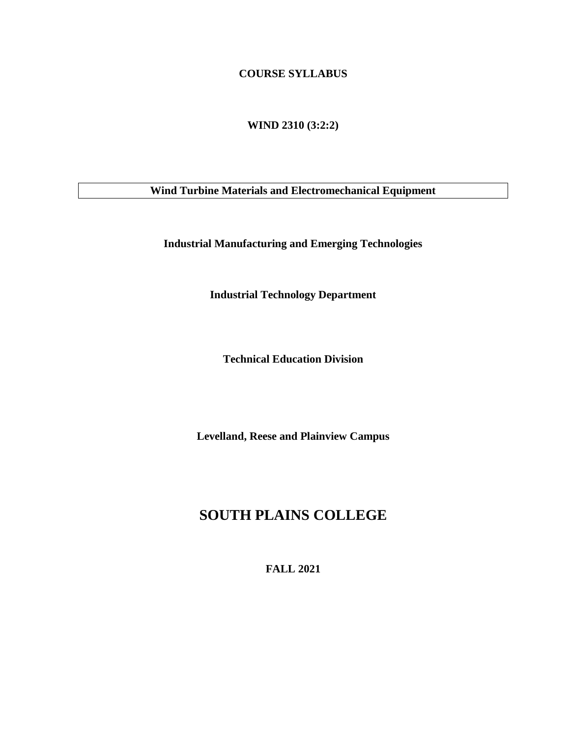**COURSE SYLLABUS**

**WIND 2310 (3:2:2)**

**Wind Turbine Materials and Electromechanical Equipment**

**Industrial Manufacturing and Emerging Technologies**

**Industrial Technology Department**

**Technical Education Division**

**Levelland, Reese and Plainview Campus**

# SOUTH PLAINS COLLEGE

**FALL 2021**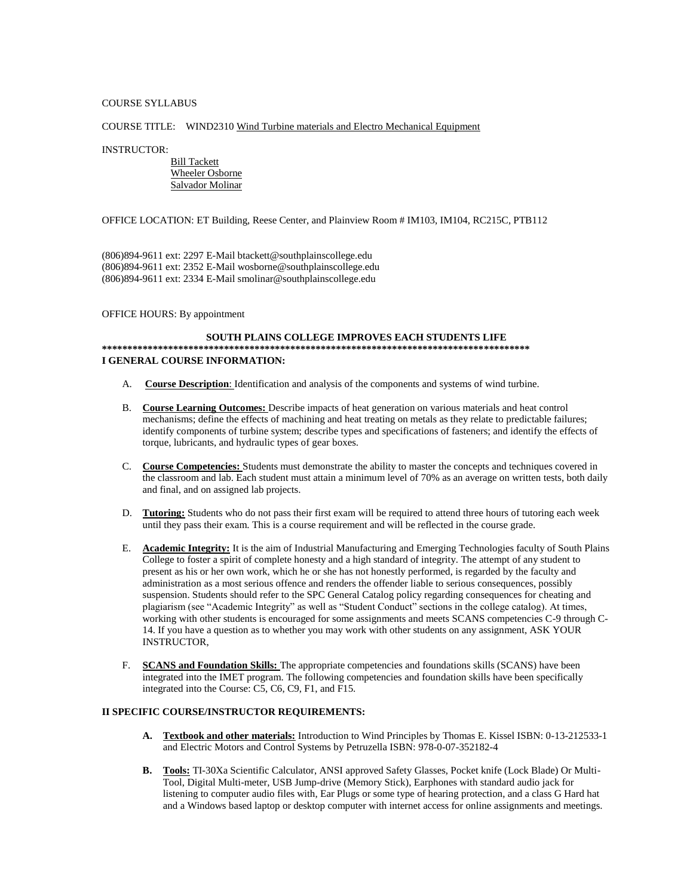COURSE SYLLABUS

COURSE TITLE: WIND2310 Wind Turbine materials and Electro Mechanical Equipment

INSTRUCTOR:

Bill Tackett
Wheeler Osborne
Salvador Molinar

OFFICE LOCATION: ET Building, Reese Center, and Plainview Room # IM103, IM104, RC215C, PTB112

(806)894-9611 ext: 2297 E-Mail btackett@southplainscollege.edu
(806)894-9611 ext: 2352 E-Mail wosborne@southplainscollege.edu
(806)894-9611 ext: 2334 E-Mail smolinar@southplainscollege.edu

OFFICE HOURS: By appointment

**SOUTH PLAINS COLLEGE IMPROVES EACH STUDENTS LIFE**

**************************************************************************************

**I GENERAL COURSE INFORMATION:**

A. **Course Description**: Identification and analysis of the components and systems of wind turbine.

B. **Course Learning Outcomes:** Describe impacts of heat generation on various materials and heat control mechanisms; define the effects of machining and heat treating on metals as they relate to predictable failures; identify components of turbine system; describe types and specifications of fasteners; and identify the effects of torque, lubricants, and hydraulic types of gear boxes.

C. **Course Competencies:** Students must demonstrate the ability to master the concepts and techniques covered in the classroom and lab. Each student must attain a minimum level of 70% as an average on written tests, both daily and final, and on assigned lab projects.

D. **Tutoring:** Students who do not pass their first exam will be required to attend three hours of tutoring each week until they pass their exam. This is a course requirement and will be reflected in the course grade.

E. **Academic Integrity:** It is the aim of Industrial Manufacturing and Emerging Technologies faculty of South Plains College to foster a spirit of complete honesty and a high standard of integrity. The attempt of any student to present as his or her own work, which he or she has not honestly performed, is regarded by the faculty and administration as a most serious offence and renders the offender liable to serious consequences, possibly suspension. Students should refer to the SPC General Catalog policy regarding consequences for cheating and plagiarism (see "Academic Integrity" as well as "Student Conduct" sections in the college catalog). At times, working with other students is encouraged for some assignments and meets SCANS competencies C-9 through C-14. If you have a question as to whether you may work with other students on any assignment, ASK YOUR INSTRUCTOR,

F. **SCANS and Foundation Skills:** The appropriate competencies and foundations skills (SCANS) have been integrated into the IMET program. The following competencies and foundation skills have been specifically integrated into the Course: C5, C6, C9, F1, and F15.

**II SPECIFIC COURSE/INSTRUCTOR REQUIREMENTS:**

A. **Textbook and other materials:** Introduction to Wind Principles by Thomas E. Kissel ISBN: 0-13-212533-1 and Electric Motors and Control Systems by Petruzella ISBN: 978-0-07-352182-4

B. **Tools:** TI-30Xa Scientific Calculator, ANSI approved Safety Glasses, Pocket knife (Lock Blade) Or Multi-Tool, Digital Multi-meter, USB Jump-drive (Memory Stick), Earphones with standard audio jack for listening to computer audio files with, Ear Plugs or some type of hearing protection, and a class G Hard hat and a Windows based laptop or desktop computer with internet access for online assignments and meetings.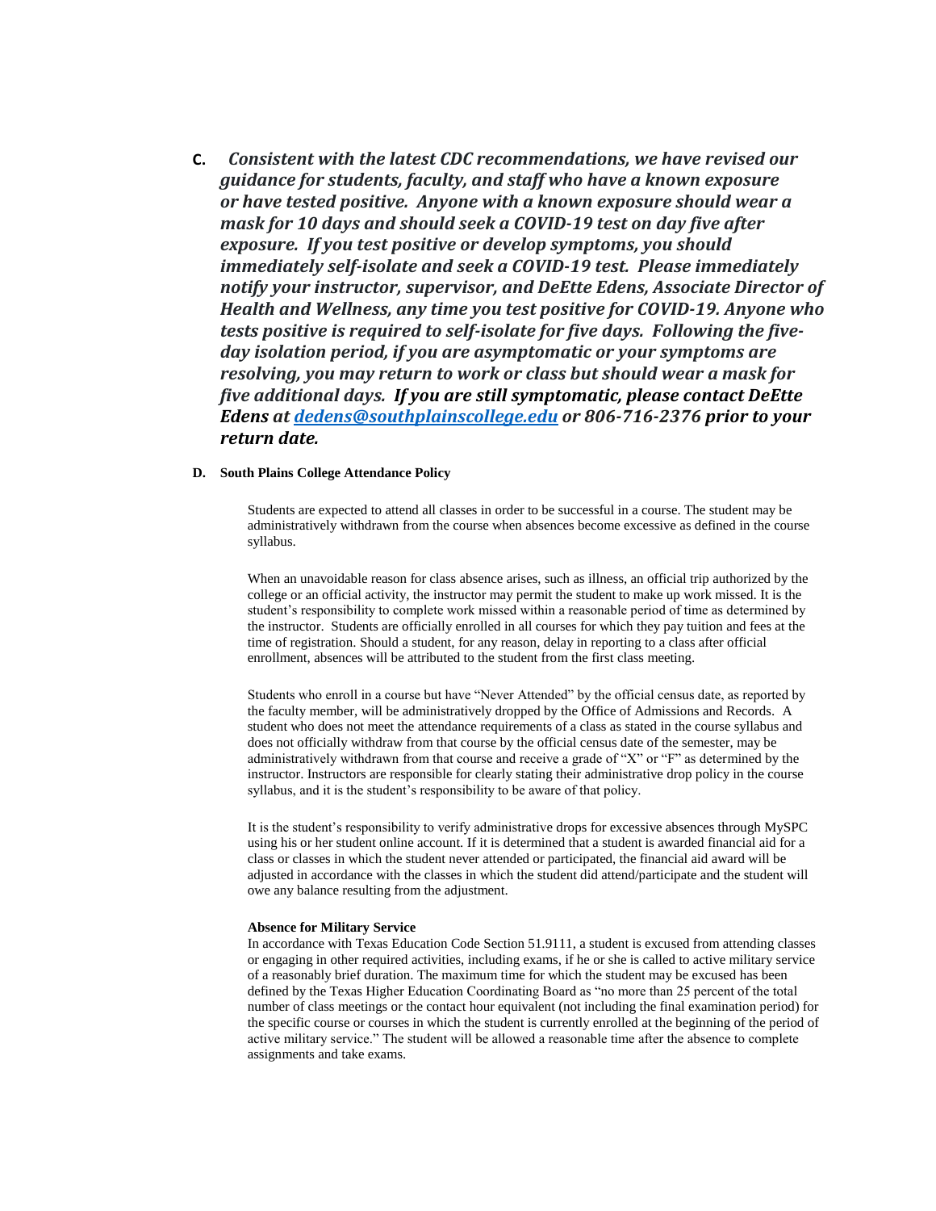**C.** ***Consistent with the latest CDC recommendations, we have revised our guidance for students, faculty, and staff who have a known exposure or have tested positive. Anyone with a known exposure should wear a mask for 10 days and should seek a COVID-19 test on day five after exposure. If you test positive or develop symptoms, you should immediately self-isolate and seek a COVID-19 test. Please immediately notify your instructor, supervisor, and DeEtte Edens, Associate Director of Health and Wellness, any time you test positive for COVID-19. Anyone who tests positive is required to self-isolate for five days. Following the five-day isolation period, if you are asymptomatic or your symptoms are resolving, you may return to work or class but should wear a mask for five additional days. If you are still symptomatic, please contact DeEtte Edens at [dedens@southplainscollege.edu](mailto:dedens@southplainscollege.edu) or 806-716-2376 prior to your return date.***

**D. South Plains College Attendance Policy**

Students are expected to attend all classes in order to be successful in a course. The student may be administratively withdrawn from the course when absences become excessive as defined in the course syllabus.

When an unavoidable reason for class absence arises, such as illness, an official trip authorized by the college or an official activity, the instructor may permit the student to make up work missed. It is the student's responsibility to complete work missed within a reasonable period of time as determined by the instructor. Students are officially enrolled in all courses for which they pay tuition and fees at the time of registration. Should a student, for any reason, delay in reporting to a class after official enrollment, absences will be attributed to the student from the first class meeting.

Students who enroll in a course but have "Never Attended" by the official census date, as reported by the faculty member, will be administratively dropped by the Office of Admissions and Records. A student who does not meet the attendance requirements of a class as stated in the course syllabus and does not officially withdraw from that course by the official census date of the semester, may be administratively withdrawn from that course and receive a grade of "X" or "F" as determined by the instructor. Instructors are responsible for clearly stating their administrative drop policy in the course syllabus, and it is the student's responsibility to be aware of that policy.

It is the student's responsibility to verify administrative drops for excessive absences through MySPC using his or her student online account. If it is determined that a student is awarded financial aid for a class or classes in which the student never attended or participated, the financial aid award will be adjusted in accordance with the classes in which the student did attend/participate and the student will owe any balance resulting from the adjustment.

**Absence for Military Service**

In accordance with Texas Education Code Section 51.9111, a student is excused from attending classes or engaging in other required activities, including exams, if he or she is called to active military service of a reasonably brief duration. The maximum time for which the student may be excused has been defined by the Texas Higher Education Coordinating Board as "no more than 25 percent of the total number of class meetings or the contact hour equivalent (not including the final examination period) for the specific course or courses in which the student is currently enrolled at the beginning of the period of active military service." The student will be allowed a reasonable time after the absence to complete assignments and take exams.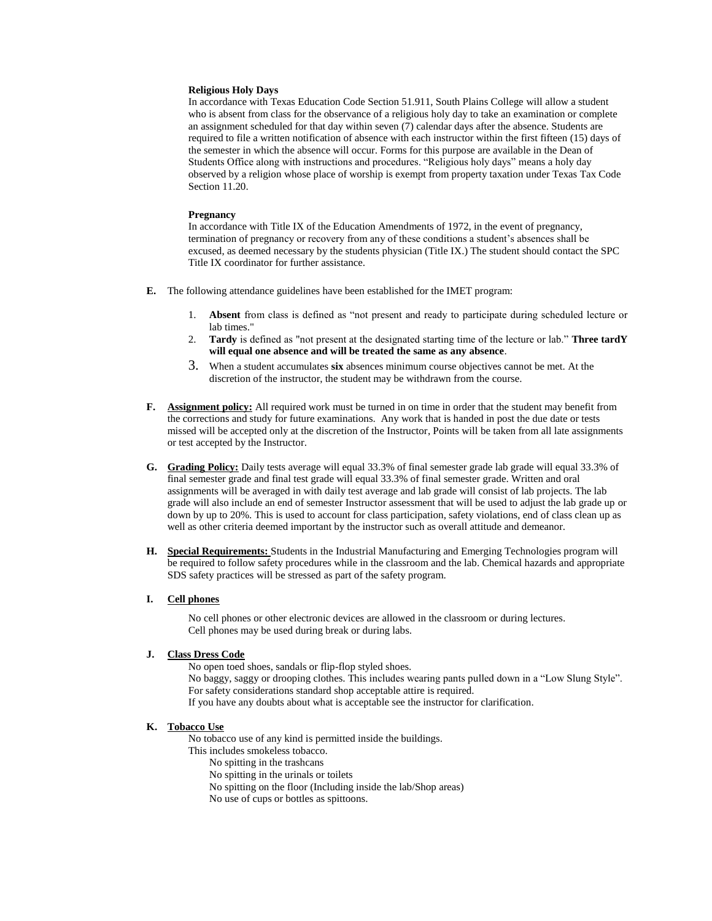**Religious Holy Days**

In accordance with Texas Education Code Section 51.911, South Plains College will allow a student who is absent from class for the observance of a religious holy day to take an examination or complete an assignment scheduled for that day within seven (7) calendar days after the absence. Students are required to file a written notification of absence with each instructor within the first fifteen (15) days of the semester in which the absence will occur. Forms for this purpose are available in the Dean of Students Office along with instructions and procedures. "Religious holy days" means a holy day observed by a religion whose place of worship is exempt from property taxation under Texas Tax Code Section 11.20.

**Pregnancy**

In accordance with Title IX of the Education Amendments of 1972, in the event of pregnancy, termination of pregnancy or recovery from any of these conditions a student's absences shall be excused, as deemed necessary by the students physician (Title IX.) The student should contact the SPC Title IX coordinator for further assistance.

**E.** The following attendance guidelines have been established for the IMET program:

1. **Absent** from class is defined as "not present and ready to participate during scheduled lecture or lab times."
2. **Tardy** is defined as "not present at the designated starting time of the lecture or lab." **Three tardY will equal one absence and will be treated the same as any absence**.
3. When a student accumulates **six** absences minimum course objectives cannot be met. At the discretion of the instructor, the student may be withdrawn from the course.

**F. Assignment policy:** All required work must be turned in on time in order that the student may benefit from the corrections and study for future examinations. Any work that is handed in post the due date or tests missed will be accepted only at the discretion of the Instructor, Points will be taken from all late assignments or test accepted by the Instructor.

**G. Grading Policy:** Daily tests average will equal 33.3% of final semester grade lab grade will equal 33.3% of final semester grade and final test grade will equal 33.3% of final semester grade. Written and oral assignments will be averaged in with daily test average and lab grade will consist of lab projects. The lab grade will also include an end of semester Instructor assessment that will be used to adjust the lab grade up or down by up to 20%. This is used to account for class participation, safety violations, end of class clean up as well as other criteria deemed important by the instructor such as overall attitude and demeanor.

**H. Special Requirements:** Students in the Industrial Manufacturing and Emerging Technologies program will be required to follow safety procedures while in the classroom and the lab. Chemical hazards and appropriate SDS safety practices will be stressed as part of the safety program.

**I. Cell phones**

No cell phones or other electronic devices are allowed in the classroom or during lectures.
Cell phones may be used during break or during labs.

**J. Class Dress Code**

No open toed shoes, sandals or flip-flop styled shoes.
No baggy, saggy or drooping clothes. This includes wearing pants pulled down in a "Low Slung Style".
For safety considerations standard shop acceptable attire is required.
If you have any doubts about what is acceptable see the instructor for clarification.

**K. Tobacco Use**

No tobacco use of any kind is permitted inside the buildings.
This includes smokeless tobacco.

- No spitting in the trashcans
- No spitting in the urinals or toilets
- No spitting on the floor (Including inside the lab/Shop areas)
- No use of cups or bottles as spittoons.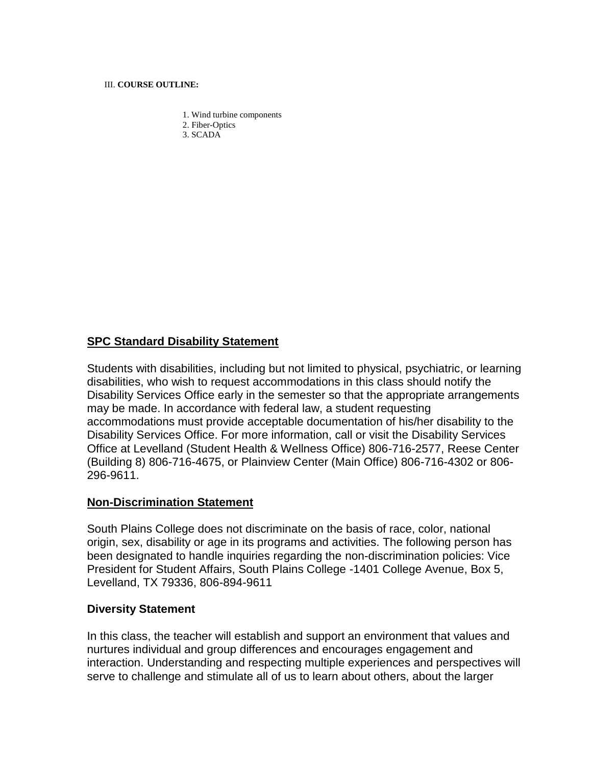III. **COURSE OUTLINE:**

1. Wind turbine components
2. Fiber-Optics
3. SCADA

## SPC Standard Disability Statement

Students with disabilities, including but not limited to physical, psychiatric, or learning disabilities, who wish to request accommodations in this class should notify the Disability Services Office early in the semester so that the appropriate arrangements may be made. In accordance with federal law, a student requesting accommodations must provide acceptable documentation of his/her disability to the Disability Services Office. For more information, call or visit the Disability Services Office at Levelland (Student Health & Wellness Office) 806-716-2577, Reese Center (Building 8) 806-716-4675, or Plainview Center (Main Office) 806-716-4302 or 806-296-9611.

## Non-Discrimination Statement

South Plains College does not discriminate on the basis of race, color, national origin, sex, disability or age in its programs and activities. The following person has been designated to handle inquiries regarding the non-discrimination policies: Vice President for Student Affairs, South Plains College -1401 College Avenue, Box 5, Levelland, TX 79336, 806-894-9611

## Diversity Statement

In this class, the teacher will establish and support an environment that values and nurtures individual and group differences and encourages engagement and interaction. Understanding and respecting multiple experiences and perspectives will serve to challenge and stimulate all of us to learn about others, about the larger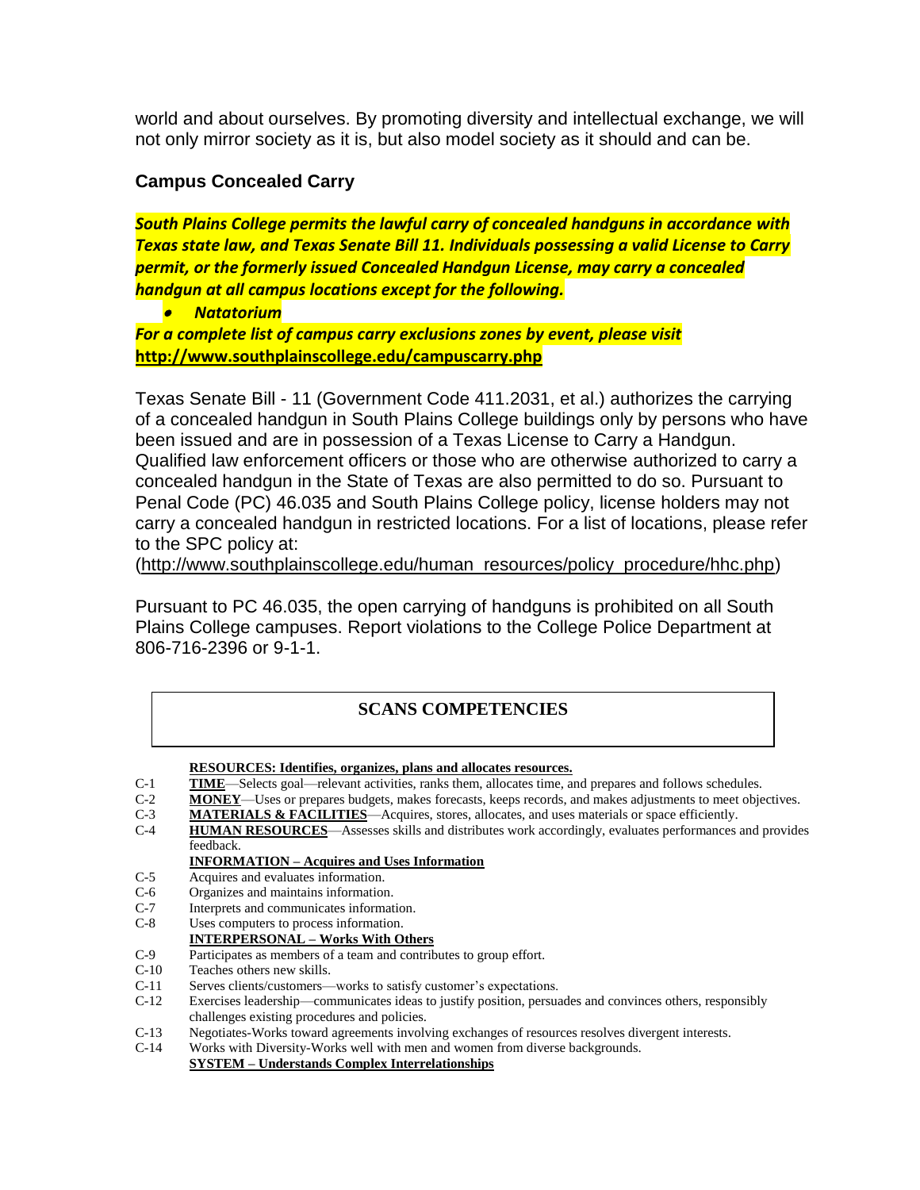world and about ourselves. By promoting diversity and intellectual exchange, we will not only mirror society as it is, but also model society as it should and can be.

### Campus Concealed Carry

***South Plains College permits the lawful carry of concealed handguns in accordance with Texas state law, and Texas Senate Bill 11. Individuals possessing a valid License to Carry permit, or the formerly issued Concealed Handgun License, may carry a concealed handgun at all campus locations except for the following.***

- ***Natatorium***

***For a complete list of campus carry exclusions zones by event, please visit*** **http://www.southplainscollege.edu/campuscarry.php**

Texas Senate Bill - 11 (Government Code 411.2031, et al.) authorizes the carrying of a concealed handgun in South Plains College buildings only by persons who have been issued and are in possession of a Texas License to Carry a Handgun. Qualified law enforcement officers or those who are otherwise authorized to carry a concealed handgun in the State of Texas are also permitted to do so. Pursuant to Penal Code (PC) 46.035 and South Plains College policy, license holders may not carry a concealed handgun in restricted locations. For a list of locations, please refer to the SPC policy at:
(http://www.southplainscollege.edu/human_resources/policy_procedure/hhc.php)

Pursuant to PC 46.035, the open carrying of handguns is prohibited on all South Plains College campuses. Report violations to the College Police Department at 806-716-2396 or 9-1-1.

## SCANS COMPETENCIES

**RESOURCES: Identifies, organizes, plans and allocates resources.**

C-1 **TIME**—Selects goal—relevant activities, ranks them, allocates time, and prepares and follows schedules.
C-2 **MONEY**—Uses or prepares budgets, makes forecasts, keeps records, and makes adjustments to meet objectives.
C-3 **MATERIALS & FACILITIES**—Acquires, stores, allocates, and uses materials or space efficiently.
C-4 **HUMAN RESOURCES**—Assesses skills and distributes work accordingly, evaluates performances and provides feedback.

**INFORMATION – Acquires and Uses Information**

C-5 Acquires and evaluates information.
C-6 Organizes and maintains information.
C-7 Interprets and communicates information.
C-8 Uses computers to process information.

**INTERPERSONAL – Works With Others**

C-9 Participates as members of a team and contributes to group effort.
C-10 Teaches others new skills.
C-11 Serves clients/customers—works to satisfy customer's expectations.
C-12 Exercises leadership—communicates ideas to justify position, persuades and convinces others, responsibly challenges existing procedures and policies.
C-13 Negotiates-Works toward agreements involving exchanges of resources resolves divergent interests.
C-14 Works with Diversity-Works well with men and women from diverse backgrounds.

**SYSTEM – Understands Complex Interrelationships**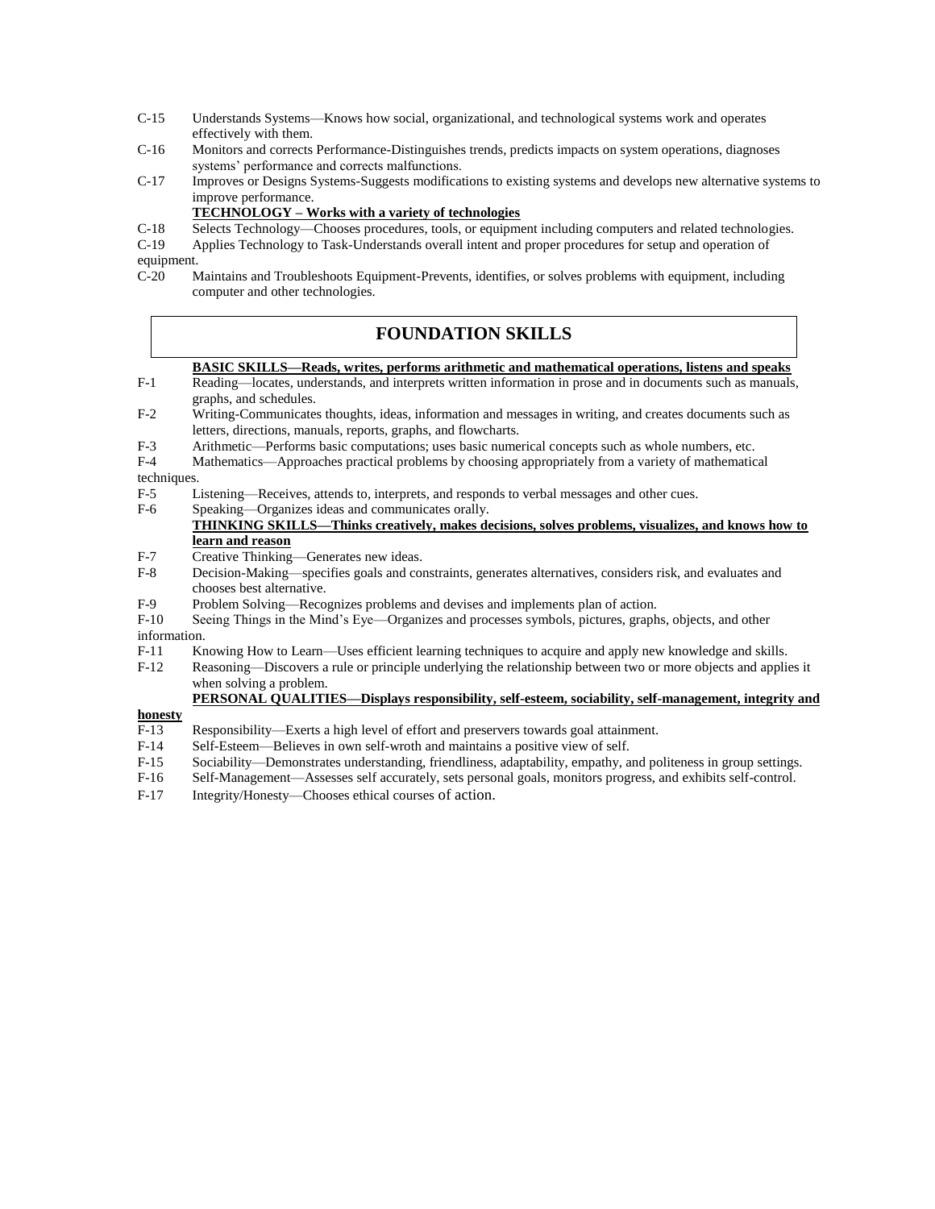C-15 Understands Systems—Knows how social, organizational, and technological systems work and operates effectively with them.

C-16 Monitors and corrects Performance-Distinguishes trends, predicts impacts on system operations, diagnoses systems' performance and corrects malfunctions.

C-17 Improves or Designs Systems-Suggests modifications to existing systems and develops new alternative systems to improve performance.

**TECHNOLOGY – Works with a variety of technologies**

C-18 Selects Technology—Chooses procedures, tools, or equipment including computers and related technologies.

C-19 Applies Technology to Task-Understands overall intent and proper procedures for setup and operation of equipment.

C-20 Maintains and Troubleshoots Equipment-Prevents, identifies, or solves problems with equipment, including computer and other technologies.

## FOUNDATION SKILLS

**BASIC SKILLS—Reads, writes, performs arithmetic and mathematical operations, listens and speaks**

F-1 Reading—locates, understands, and interprets written information in prose and in documents such as manuals, graphs, and schedules.

F-2 Writing-Communicates thoughts, ideas, information and messages in writing, and creates documents such as letters, directions, manuals, reports, graphs, and flowcharts.

F-3 Arithmetic—Performs basic computations; uses basic numerical concepts such as whole numbers, etc.

F-4 Mathematics—Approaches practical problems by choosing appropriately from a variety of mathematical techniques.

F-5 Listening—Receives, attends to, interprets, and responds to verbal messages and other cues.

F-6 Speaking—Organizes ideas and communicates orally.

**THINKING SKILLS—Thinks creatively, makes decisions, solves problems, visualizes, and knows how to learn and reason**

F-7 Creative Thinking—Generates new ideas.

F-8 Decision-Making—specifies goals and constraints, generates alternatives, considers risk, and evaluates and chooses best alternative.

F-9 Problem Solving—Recognizes problems and devises and implements plan of action.

F-10 Seeing Things in the Mind's Eye—Organizes and processes symbols, pictures, graphs, objects, and other information.

F-11 Knowing How to Learn—Uses efficient learning techniques to acquire and apply new knowledge and skills.

F-12 Reasoning—Discovers a rule or principle underlying the relationship between two or more objects and applies it when solving a problem.

**PERSONAL QUALITIES—Displays responsibility, self-esteem, sociability, self-management, integrity and honesty**

F-13 Responsibility—Exerts a high level of effort and preservers towards goal attainment.

F-14 Self-Esteem—Believes in own self-wroth and maintains a positive view of self.

F-15 Sociability—Demonstrates understanding, friendliness, adaptability, empathy, and politeness in group settings.

F-16 Self-Management—Assesses self accurately, sets personal goals, monitors progress, and exhibits self-control.

F-17 Integrity/Honesty—Chooses ethical courses of action.